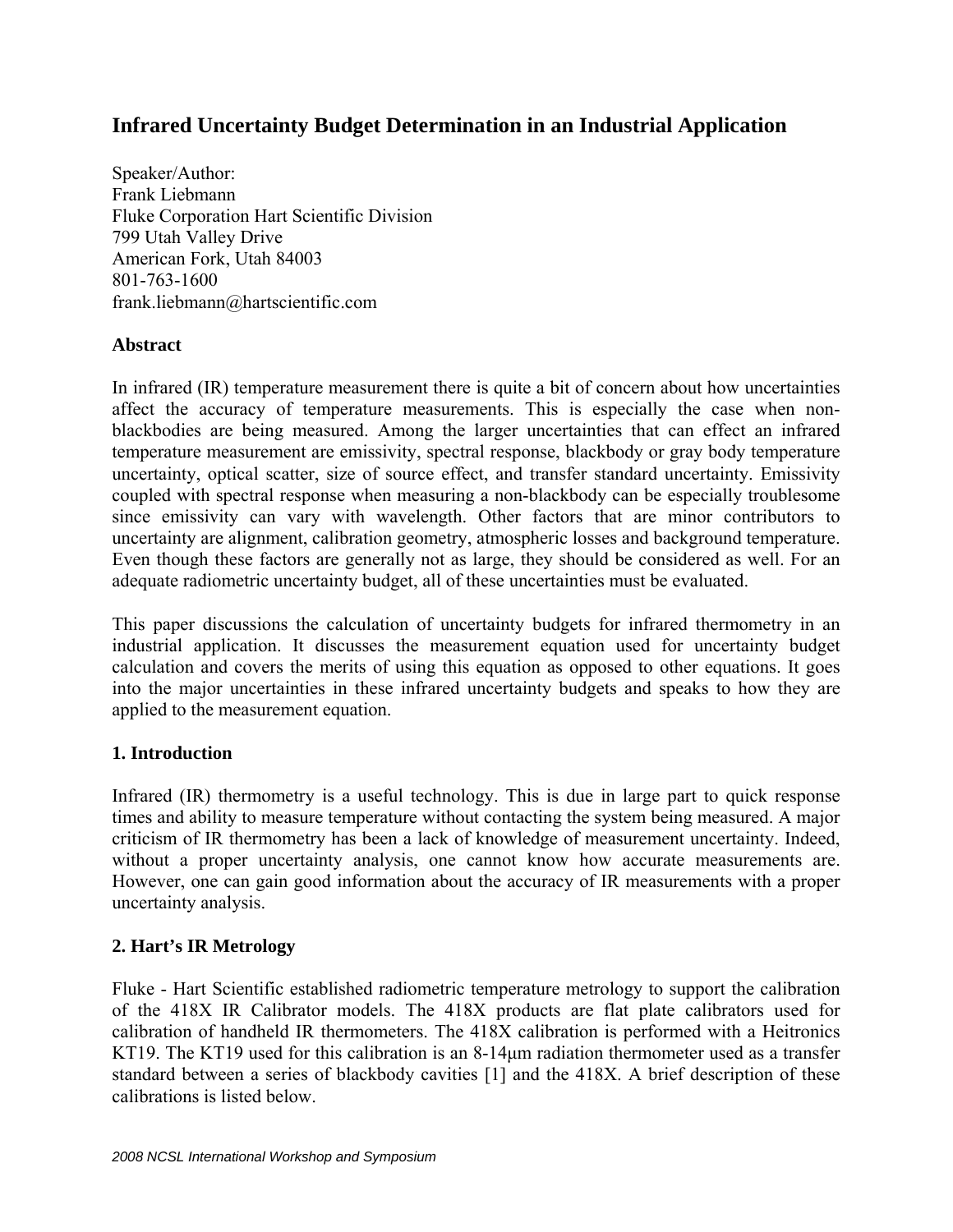# Infrared Uncertainty Budget Determination in an Industrial Application

Speaker/Author:
Frank Liebmann
Fluke Corporation Hart Scientific Division
799 Utah Valley Drive
American Fork, Utah 84003
801-763-1600
frank.liebmann@hartscientific.com

## Abstract

In infrared (IR) temperature measurement there is quite a bit of concern about how uncertainties affect the accuracy of temperature measurements. This is especially the case when non-blackbodies are being measured. Among the larger uncertainties that can effect an infrared temperature measurement are emissivity, spectral response, blackbody or gray body temperature uncertainty, optical scatter, size of source effect, and transfer standard uncertainty. Emissivity coupled with spectral response when measuring a non-blackbody can be especially troublesome since emissivity can vary with wavelength. Other factors that are minor contributors to uncertainty are alignment, calibration geometry, atmospheric losses and background temperature. Even though these factors are generally not as large, they should be considered as well. For an adequate radiometric uncertainty budget, all of these uncertainties must be evaluated.

This paper discussions the calculation of uncertainty budgets for infrared thermometry in an industrial application. It discusses the measurement equation used for uncertainty budget calculation and covers the merits of using this equation as opposed to other equations. It goes into the major uncertainties in these infrared uncertainty budgets and speaks to how they are applied to the measurement equation.

## 1. Introduction

Infrared (IR) thermometry is a useful technology. This is due in large part to quick response times and ability to measure temperature without contacting the system being measured. A major criticism of IR thermometry has been a lack of knowledge of measurement uncertainty. Indeed, without a proper uncertainty analysis, one cannot know how accurate measurements are. However, one can gain good information about the accuracy of IR measurements with a proper uncertainty analysis.

## 2. Hart's IR Metrology

Fluke - Hart Scientific established radiometric temperature metrology to support the calibration of the 418X IR Calibrator models. The 418X products are flat plate calibrators used for calibration of handheld IR thermometers. The 418X calibration is performed with a Heitronics KT19. The KT19 used for this calibration is an 8-14μm radiation thermometer used as a transfer standard between a series of blackbody cavities [1] and the 418X. A brief description of these calibrations is listed below.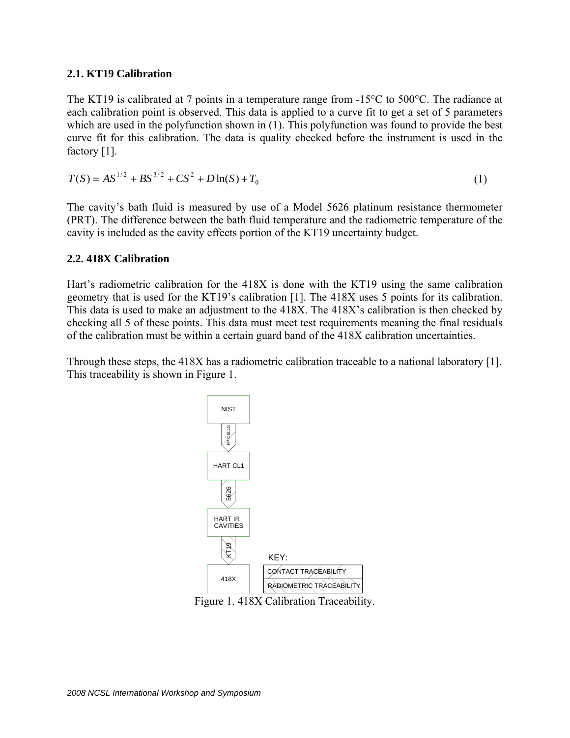### 2.1. KT19 Calibration

The KT19 is calibrated at 7 points in a temperature range from -15°C to 500°C. The radiance at each calibration point is observed. This data is applied to a curve fit to get a set of 5 parameters which are used in the polyfunction shown in (1). This polyfunction was found to provide the best curve fit for this calibration. The data is quality checked before the instrument is used in the factory [1].

$$T(S) = AS^{1/2} + BS^{3/2} + CS^{2} + D\ln(S) + T_0 \tag{1}$$

The cavity's bath fluid is measured by use of a Model 5626 platinum resistance thermometer (PRT). The difference between the bath fluid temperature and the radiometric temperature of the cavity is included as the cavity effects portion of the KT19 uncertainty budget.

### 2.2. 418X Calibration

Hart's radiometric calibration for the 418X is done with the KT19 using the same calibration geometry that is used for the KT19's calibration [1]. The 418X uses 5 points for its calibration. This data is used to make an adjustment to the 418X. The 418X's calibration is then checked by checking all 5 of these points. This data must meet test requirements meaning the final residuals of the calibration must be within a certain guard band of the 418X calibration uncertainties.

Through these steps, the 418X has a radiometric calibration traceable to a national laboratory [1]. This traceability is shown in Figure 1.

Figure 1. 418X Calibration Traceability.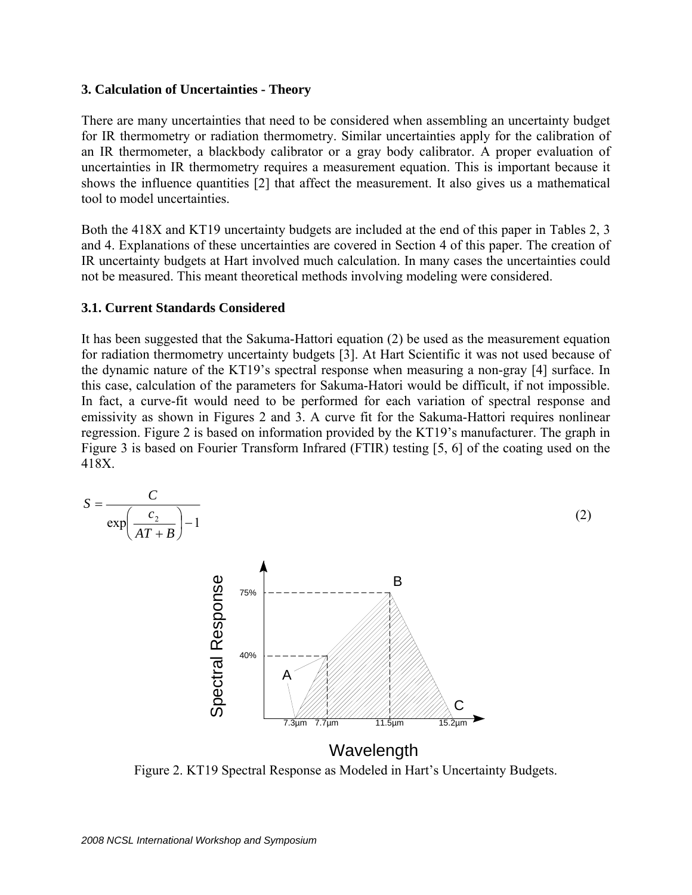### 3. Calculation of Uncertainties - Theory

There are many uncertainties that need to be considered when assembling an uncertainty budget for IR thermometry or radiation thermometry. Similar uncertainties apply for the calibration of an IR thermometer, a blackbody calibrator or a gray body calibrator. A proper evaluation of uncertainties in IR thermometry requires a measurement equation. This is important because it shows the influence quantities [2] that affect the measurement. It also gives us a mathematical tool to model uncertainties.

Both the 418X and KT19 uncertainty budgets are included at the end of this paper in Tables 2, 3 and 4. Explanations of these uncertainties are covered in Section 4 of this paper. The creation of IR uncertainty budgets at Hart involved much calculation. In many cases the uncertainties could not be measured. This meant theoretical methods involving modeling were considered.

### 3.1. Current Standards Considered

It has been suggested that the Sakuma-Hattori equation (2) be used as the measurement equation for radiation thermometry uncertainty budgets [3]. At Hart Scientific it was not used because of the dynamic nature of the KT19's spectral response when measuring a non-gray [4] surface. In this case, calculation of the parameters for Sakuma-Hatori would be difficult, if not impossible. In fact, a curve-fit would need to be performed for each variation of spectral response and emissivity as shown in Figures 2 and 3. A curve fit for the Sakuma-Hattori requires nonlinear regression. Figure 2 is based on information provided by the KT19's manufacturer. The graph in Figure 3 is based on Fourier Transform Infrared (FTIR) testing [5, 6] of the coating used on the 418X.

$$S = \frac{C}{\exp\left(\dfrac{c_2}{AT + B}\right) - 1} \tag{2}$$

Figure 2. KT19 Spectral Response as Modeled in Hart's Uncertainty Budgets.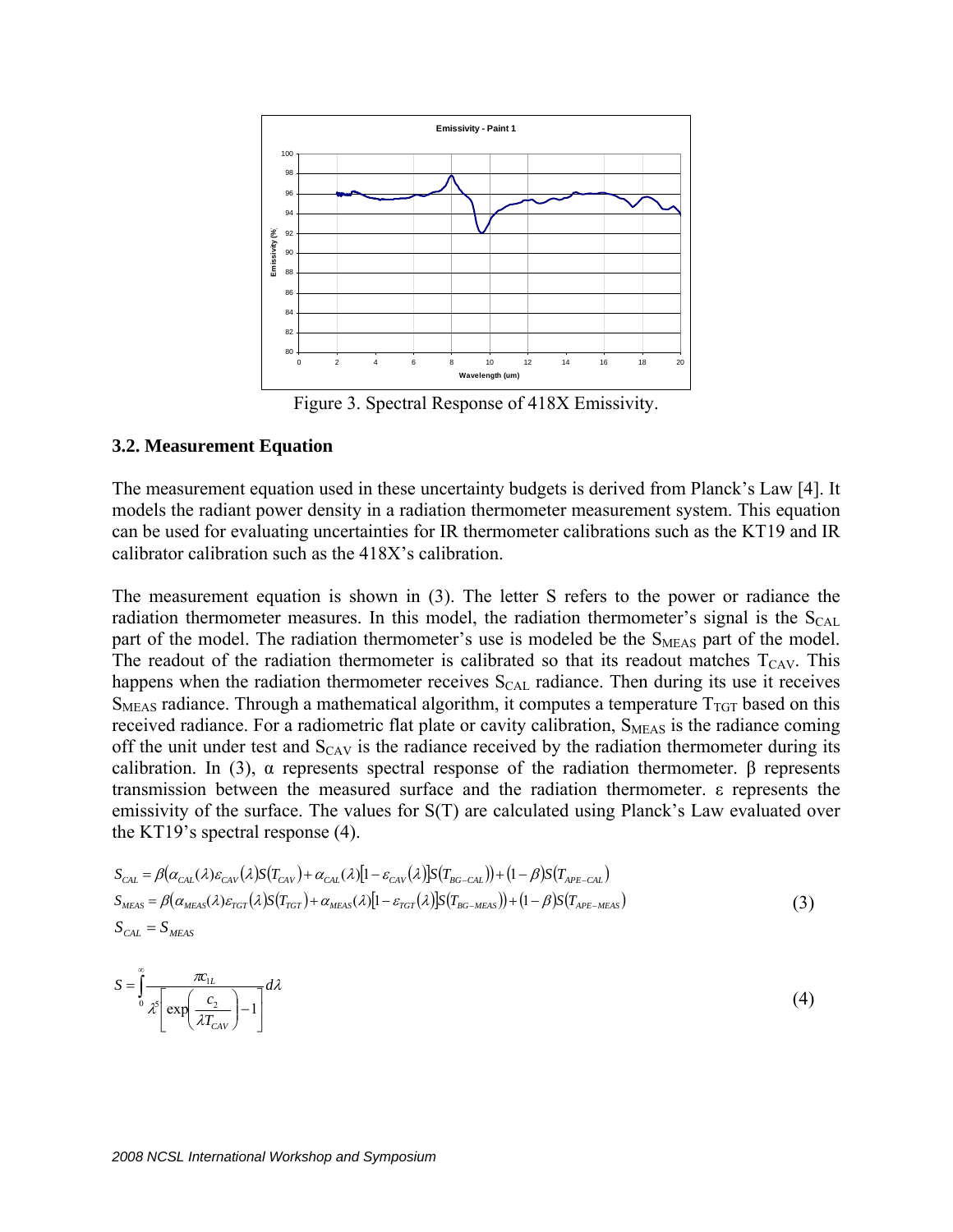Figure 3. Spectral Response of 418X Emissivity.

### 3.2. Measurement Equation

The measurement equation used in these uncertainty budgets is derived from Planck's Law [4]. It models the radiant power density in a radiation thermometer measurement system. This equation can be used for evaluating uncertainties for IR thermometer calibrations such as the KT19 and IR calibrator calibration such as the 418X's calibration.

The measurement equation is shown in (3). The letter S refers to the power or radiance the radiation thermometer measures. In this model, the radiation thermometer's signal is the $S_{CAL}$ part of the model. The radiation thermometer's use is modeled be the $S_{MEAS}$ part of the model. The readout of the radiation thermometer is calibrated so that its readout matches $T_{CAV}$. This happens when the radiation thermometer receives $S_{CAL}$ radiance. Then during its use it receives $S_{MEAS}$ radiance. Through a mathematical algorithm, it computes a temperature $T_{TGT}$ based on this received radiance. For a radiometric flat plate or cavity calibration, $S_{MEAS}$ is the radiance coming off the unit under test and $S_{CAV}$ is the radiance received by the radiation thermometer during its calibration. In (3), α represents spectral response of the radiation thermometer. β represents transmission between the measured surface and the radiation thermometer. ε represents the emissivity of the surface. The values for S(T) are calculated using Planck's Law evaluated over the KT19's spectral response (4).

$$
\begin{aligned}
S_{CAL} &= \beta\left(\alpha_{CAL}(\lambda)\varepsilon_{CAV}(\lambda)S(T_{CAV}) + \alpha_{CAL}(\lambda)\left[1-\varepsilon_{CAV}(\lambda)\right]S(T_{BG-CAL})\right) + (1-\beta)S(T_{APE-CAL}) \\
S_{MEAS} &= \beta\left(\alpha_{MEAS}(\lambda)\varepsilon_{TGT}(\lambda)S(T_{TGT}) + \alpha_{MEAS}(\lambda)\left[1-\varepsilon_{TGT}(\lambda)\right]S(T_{BG-MEAS})\right) + (1-\beta)S(T_{APE-MEAS}) \\
S_{CAL} &= S_{MEAS}
\end{aligned}
\tag{3}
$$

$$
S = \int_0^\infty \frac{\pi c_{1L}}{\lambda^5\left[\exp\left(\dfrac{c_2}{\lambda T_{CAV}}\right)-1\right]} d\lambda \tag{4}
$$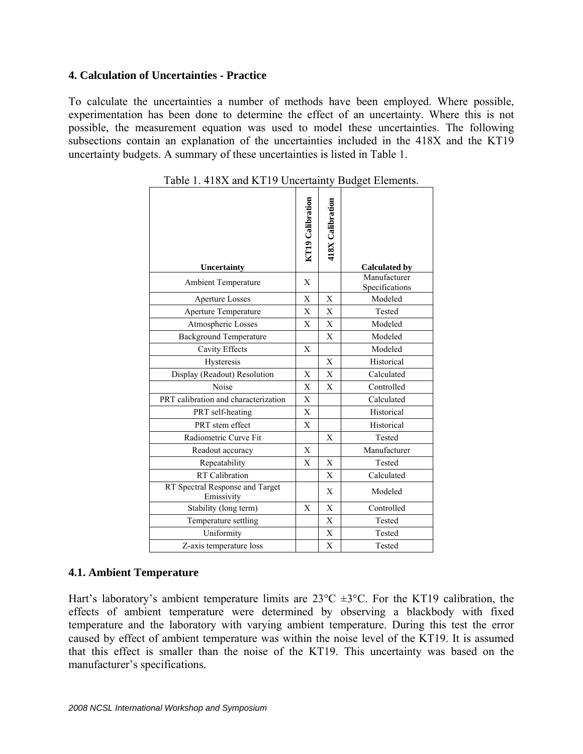## 4. Calculation of Uncertainties - Practice

To calculate the uncertainties a number of methods have been employed. Where possible, experimentation has been done to determine the effect of an uncertainty. Where this is not possible, the measurement equation was used to model these uncertainties. The following subsections contain an explanation of the uncertainties included in the 418X and the KT19 uncertainty budgets. A summary of these uncertainties is listed in Table 1.

Table 1. 418X and KT19 Uncertainty Budget Elements.

| Uncertainty | KT19 Calibration | 418X Calibration | Calculated by |
|---|---|---|---|
| Ambient Temperature | X | | Manufacturer Specifications |
| Aperture Losses | X | X | Modeled |
| Aperture Temperature | X | X | Tested |
| Atmospheric Losses | X | X | Modeled |
| Background Temperature | | X | Modeled |
| Cavity Effects | X | | Modeled |
| Hysteresis | | X | Historical |
| Display (Readout) Resolution | X | X | Calculated |
| Noise | X | X | Controlled |
| PRT calibration and characterization | X | | Calculated |
| PRT self-heating | X | | Historical |
| PRT stem effect | X | | Historical |
| Radiometric Curve Fit | | X | Tested |
| Readout accuracy | X | | Manufacturer |
| Repeatability | X | X | Tested |
| RT Calibration | | X | Calculated |
| RT Spectral Response and Target Emissivity | | X | Modeled |
| Stability (long term) | X | X | Controlled |
| Temperature settling | | X | Tested |
| Uniformity | | X | Tested |
| Z-axis temperature loss | | X | Tested |

### 4.1. Ambient Temperature

Hart's laboratory's ambient temperature limits are 23°C ±3°C. For the KT19 calibration, the effects of ambient temperature were determined by observing a blackbody with fixed temperature and the laboratory with varying ambient temperature. During this test the error caused by effect of ambient temperature was within the noise level of the KT19. It is assumed that this effect is smaller than the noise of the KT19. This uncertainty was based on the manufacturer's specifications.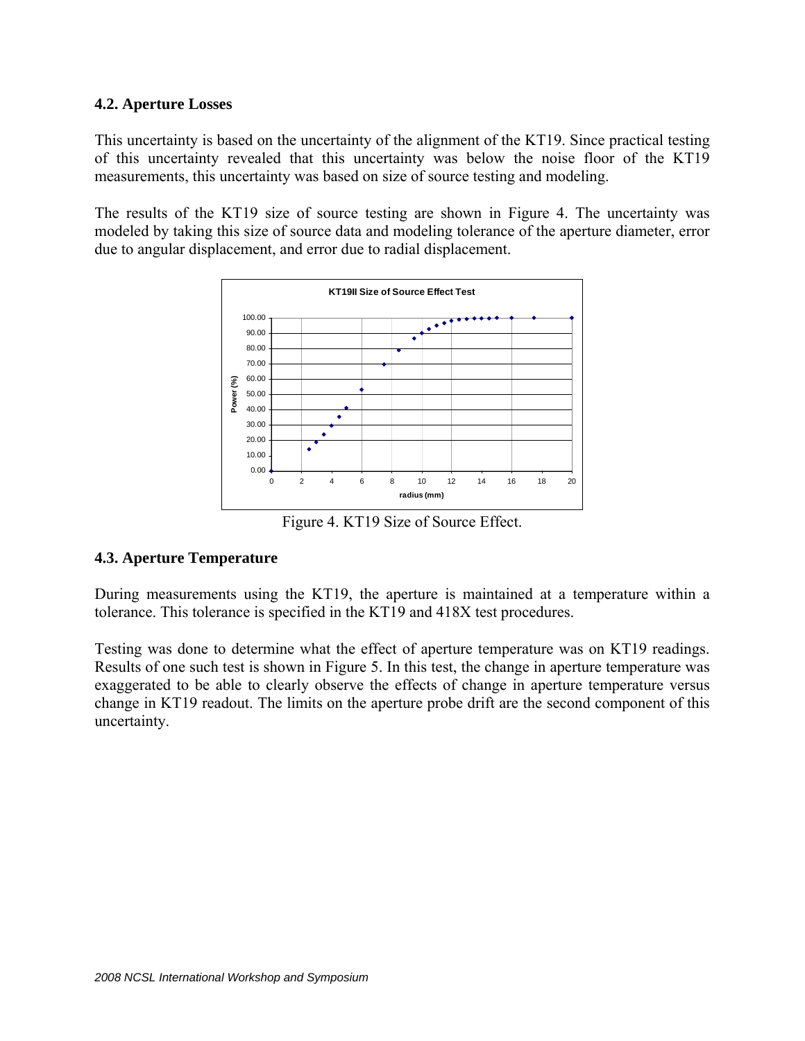### 4.2. Aperture Losses

This uncertainty is based on the uncertainty of the alignment of the KT19. Since practical testing of this uncertainty revealed that this uncertainty was below the noise floor of the KT19 measurements, this uncertainty was based on size of source testing and modeling.

The results of the KT19 size of source testing are shown in Figure 4. The uncertainty was modeled by taking this size of source data and modeling tolerance of the aperture diameter, error due to angular displacement, and error due to radial displacement.

Figure 4. KT19 Size of Source Effect.

### 4.3. Aperture Temperature

During measurements using the KT19, the aperture is maintained at a temperature within a tolerance. This tolerance is specified in the KT19 and 418X test procedures.

Testing was done to determine what the effect of aperture temperature was on KT19 readings. Results of one such test is shown in Figure 5. In this test, the change in aperture temperature was exaggerated to be able to clearly observe the effects of change in aperture temperature versus change in KT19 readout. The limits on the aperture probe drift are the second component of this uncertainty.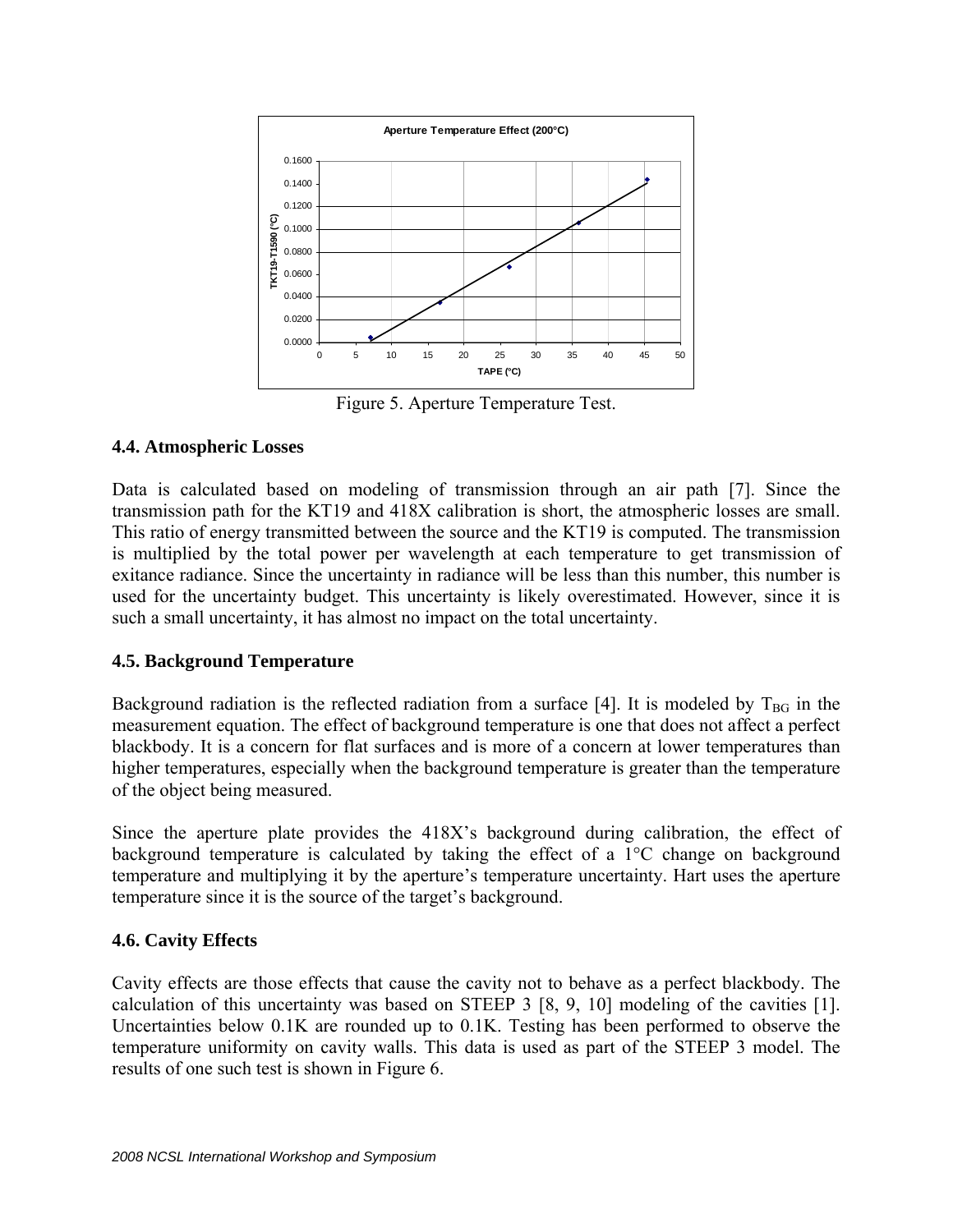Figure 5. Aperture Temperature Test.

### 4.4. Atmospheric Losses

Data is calculated based on modeling of transmission through an air path [7]. Since the transmission path for the KT19 and 418X calibration is short, the atmospheric losses are small. This ratio of energy transmitted between the source and the KT19 is computed. The transmission is multiplied by the total power per wavelength at each temperature to get transmission of exitance radiance. Since the uncertainty in radiance will be less than this number, this number is used for the uncertainty budget. This uncertainty is likely overestimated. However, since it is such a small uncertainty, it has almost no impact on the total uncertainty.

### 4.5. Background Temperature

Background radiation is the reflected radiation from a surface [4]. It is modeled by $T_{BG}$ in the measurement equation. The effect of background temperature is one that does not affect a perfect blackbody. It is a concern for flat surfaces and is more of a concern at lower temperatures than higher temperatures, especially when the background temperature is greater than the temperature of the object being measured.

Since the aperture plate provides the 418X's background during calibration, the effect of background temperature is calculated by taking the effect of a 1°C change on background temperature and multiplying it by the aperture's temperature uncertainty. Hart uses the aperture temperature since it is the source of the target's background.

### 4.6. Cavity Effects

Cavity effects are those effects that cause the cavity not to behave as a perfect blackbody. The calculation of this uncertainty was based on STEEP 3 [8, 9, 10] modeling of the cavities [1]. Uncertainties below 0.1K are rounded up to 0.1K. Testing has been performed to observe the temperature uniformity on cavity walls. This data is used as part of the STEEP 3 model. The results of one such test is shown in Figure 6.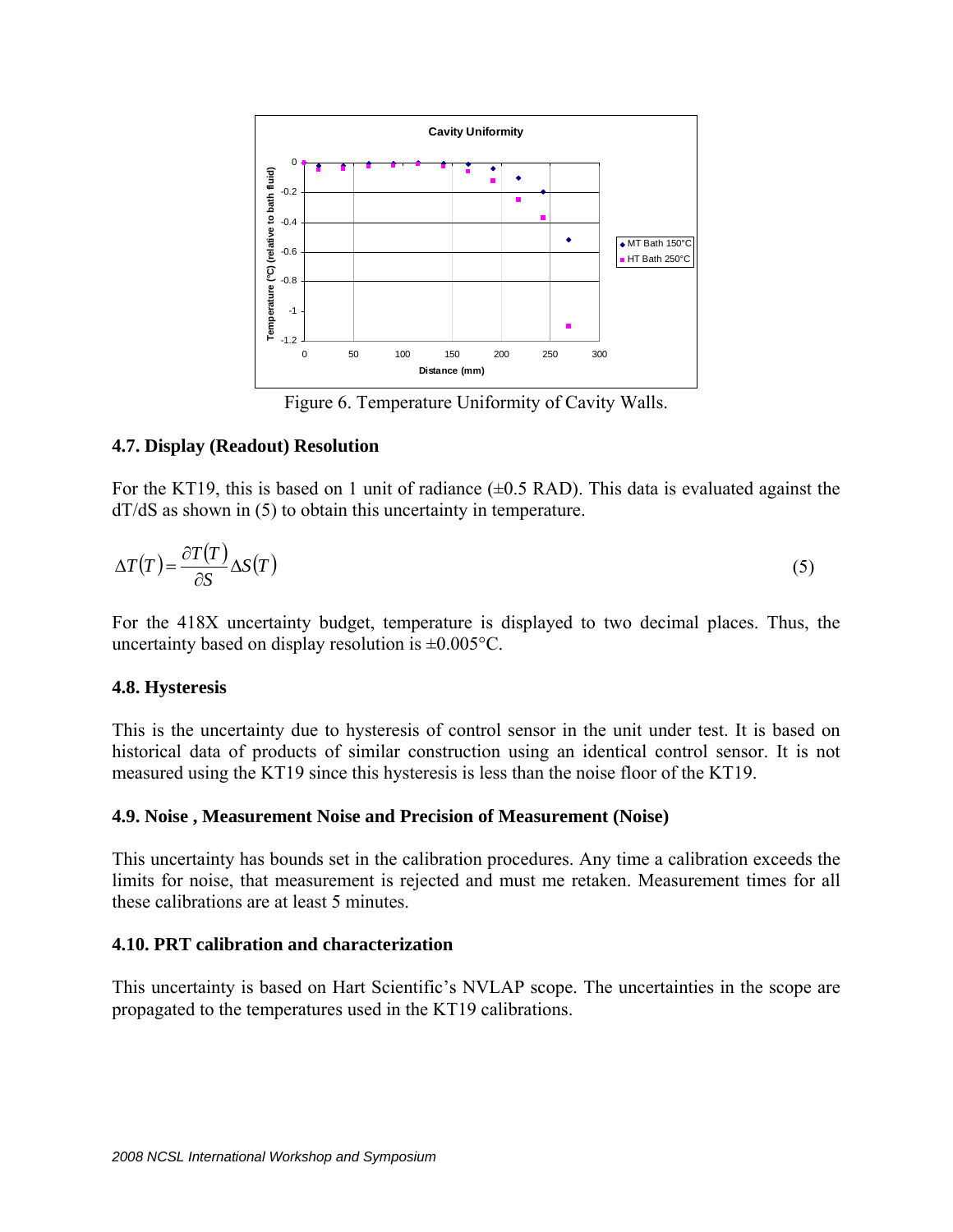Figure 6. Temperature Uniformity of Cavity Walls.

## 4.7. Display (Readout) Resolution

For the KT19, this is based on 1 unit of radiance (±0.5 RAD). This data is evaluated against the dT/dS as shown in (5) to obtain this uncertainty in temperature.

$$\Delta T(T) = \frac{\partial T(T)}{\partial S} \Delta S(T) \tag{5}$$

For the 418X uncertainty budget, temperature is displayed to two decimal places. Thus, the uncertainty based on display resolution is ±0.005°C.

## 4.8. Hysteresis

This is the uncertainty due to hysteresis of control sensor in the unit under test. It is based on historical data of products of similar construction using an identical control sensor. It is not measured using the KT19 since this hysteresis is less than the noise floor of the KT19.

## 4.9. Noise , Measurement Noise and Precision of Measurement (Noise)

This uncertainty has bounds set in the calibration procedures. Any time a calibration exceeds the limits for noise, that measurement is rejected and must me retaken. Measurement times for all these calibrations are at least 5 minutes.

## 4.10. PRT calibration and characterization

This uncertainty is based on Hart Scientific's NVLAP scope. The uncertainties in the scope are propagated to the temperatures used in the KT19 calibrations.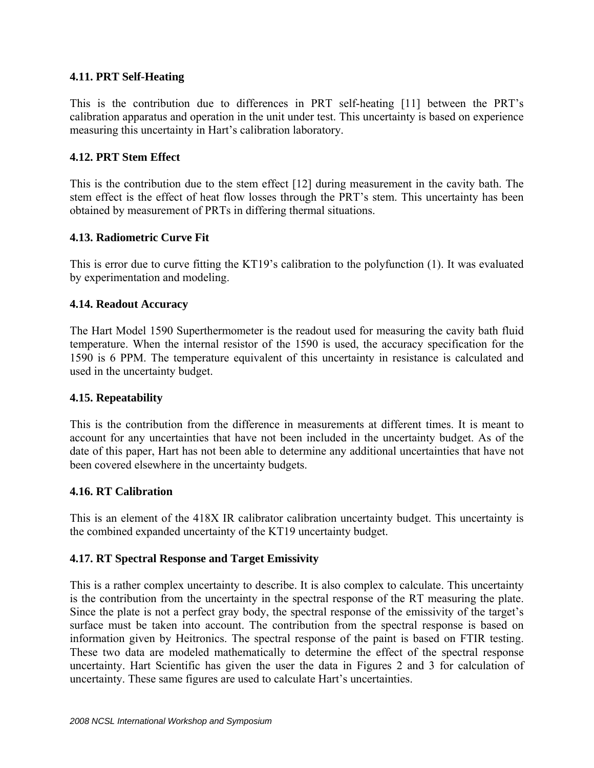### 4.11. PRT Self-Heating

This is the contribution due to differences in PRT self-heating [11] between the PRT's calibration apparatus and operation in the unit under test. This uncertainty is based on experience measuring this uncertainty in Hart's calibration laboratory.

### 4.12. PRT Stem Effect

This is the contribution due to the stem effect [12] during measurement in the cavity bath. The stem effect is the effect of heat flow losses through the PRT's stem. This uncertainty has been obtained by measurement of PRTs in differing thermal situations.

### 4.13. Radiometric Curve Fit

This is error due to curve fitting the KT19's calibration to the polyfunction (1). It was evaluated by experimentation and modeling.

### 4.14. Readout Accuracy

The Hart Model 1590 Superthermometer is the readout used for measuring the cavity bath fluid temperature. When the internal resistor of the 1590 is used, the accuracy specification for the 1590 is 6 PPM. The temperature equivalent of this uncertainty in resistance is calculated and used in the uncertainty budget.

### 4.15. Repeatability

This is the contribution from the difference in measurements at different times. It is meant to account for any uncertainties that have not been included in the uncertainty budget. As of the date of this paper, Hart has not been able to determine any additional uncertainties that have not been covered elsewhere in the uncertainty budgets.

### 4.16. RT Calibration

This is an element of the 418X IR calibrator calibration uncertainty budget. This uncertainty is the combined expanded uncertainty of the KT19 uncertainty budget.

### 4.17. RT Spectral Response and Target Emissivity

This is a rather complex uncertainty to describe. It is also complex to calculate. This uncertainty is the contribution from the uncertainty in the spectral response of the RT measuring the plate. Since the plate is not a perfect gray body, the spectral response of the emissivity of the target's surface must be taken into account. The contribution from the spectral response is based on information given by Heitronics. The spectral response of the paint is based on FTIR testing. These two data are modeled mathematically to determine the effect of the spectral response uncertainty. Hart Scientific has given the user the data in Figures 2 and 3 for calculation of uncertainty. These same figures are used to calculate Hart's uncertainties.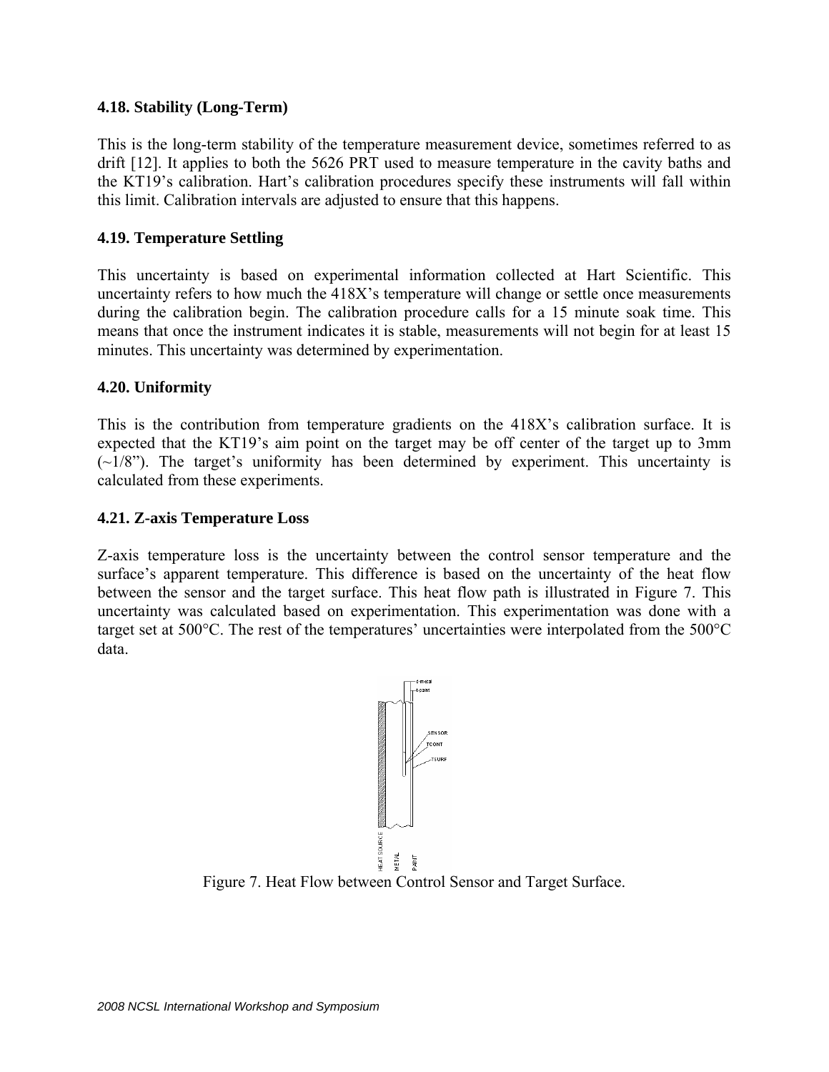### 4.18. Stability (Long-Term)

This is the long-term stability of the temperature measurement device, sometimes referred to as drift [12]. It applies to both the 5626 PRT used to measure temperature in the cavity baths and the KT19's calibration. Hart's calibration procedures specify these instruments will fall within this limit. Calibration intervals are adjusted to ensure that this happens.

### 4.19. Temperature Settling

This uncertainty is based on experimental information collected at Hart Scientific. This uncertainty refers to how much the 418X's temperature will change or settle once measurements during the calibration begin. The calibration procedure calls for a 15 minute soak time. This means that once the instrument indicates it is stable, measurements will not begin for at least 15 minutes. This uncertainty was determined by experimentation.

### 4.20. Uniformity

This is the contribution from temperature gradients on the 418X's calibration surface. It is expected that the KT19's aim point on the target may be off center of the target up to 3mm (~1/8"). The target's uniformity has been determined by experiment. This uncertainty is calculated from these experiments.

### 4.21. Z-axis Temperature Loss

Z-axis temperature loss is the uncertainty between the control sensor temperature and the surface's apparent temperature. This difference is based on the uncertainty of the heat flow between the sensor and the target surface. This heat flow path is illustrated in Figure 7. This uncertainty was calculated based on experimentation. This experimentation was done with a target set at 500°C. The rest of the temperatures' uncertainties were interpolated from the 500°C data.

Figure 7. Heat Flow between Control Sensor and Target Surface.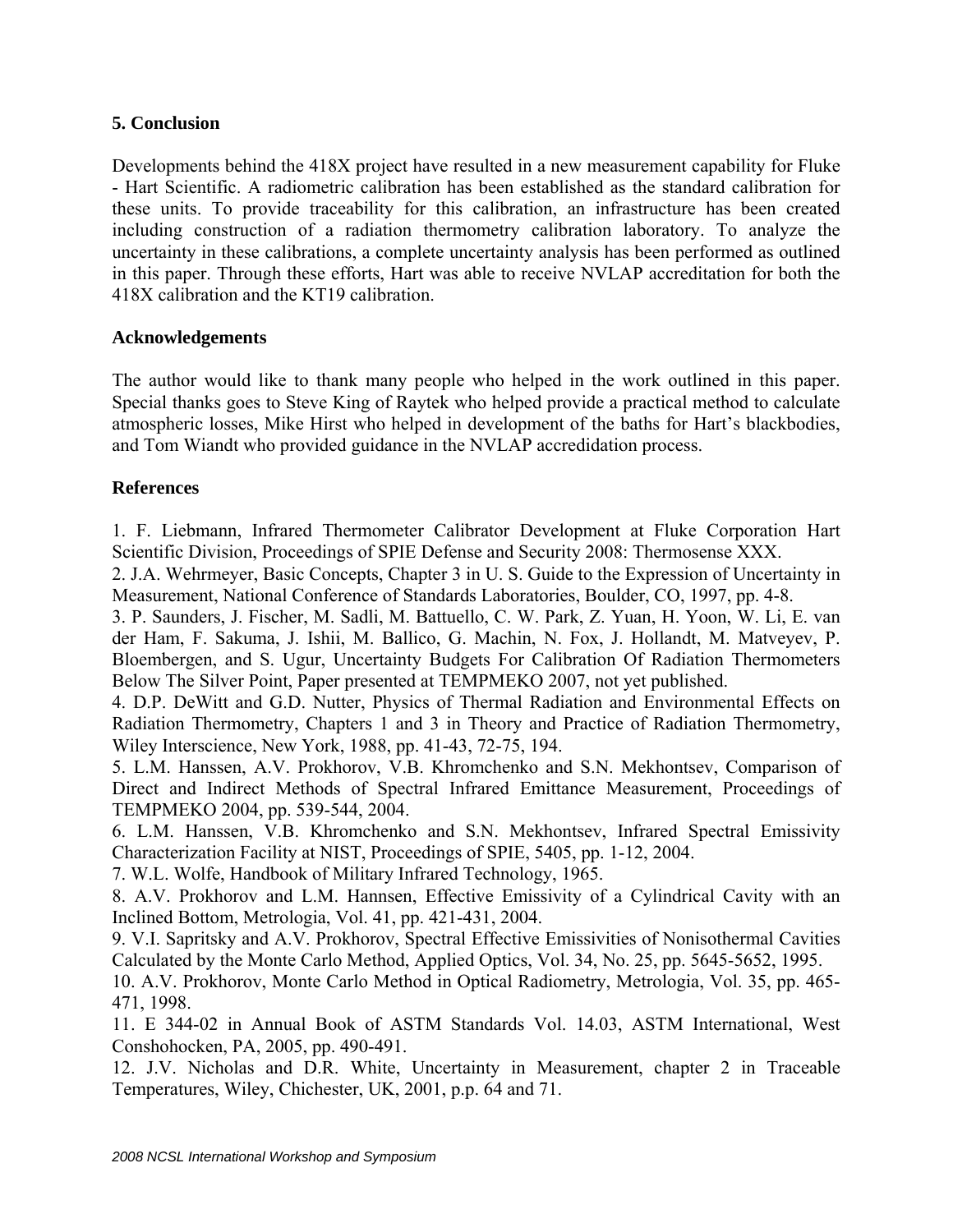## 5. Conclusion

Developments behind the 418X project have resulted in a new measurement capability for Fluke - Hart Scientific. A radiometric calibration has been established as the standard calibration for these units. To provide traceability for this calibration, an infrastructure has been created including construction of a radiation thermometry calibration laboratory. To analyze the uncertainty in these calibrations, a complete uncertainty analysis has been performed as outlined in this paper. Through these efforts, Hart was able to receive NVLAP accreditation for both the 418X calibration and the KT19 calibration.

## Acknowledgements

The author would like to thank many people who helped in the work outlined in this paper. Special thanks goes to Steve King of Raytek who helped provide a practical method to calculate atmospheric losses, Mike Hirst who helped in development of the baths for Hart's blackbodies, and Tom Wiandt who provided guidance in the NVLAP accredidation process.

## References

1. F. Liebmann, Infrared Thermometer Calibrator Development at Fluke Corporation Hart Scientific Division, Proceedings of SPIE Defense and Security 2008: Thermosense XXX.
2. J.A. Wehrmeyer, Basic Concepts, Chapter 3 in U. S. Guide to the Expression of Uncertainty in Measurement, National Conference of Standards Laboratories, Boulder, CO, 1997, pp. 4-8.
3. P. Saunders, J. Fischer, M. Sadli, M. Battuello, C. W. Park, Z. Yuan, H. Yoon, W. Li, E. van der Ham, F. Sakuma, J. Ishii, M. Ballico, G. Machin, N. Fox, J. Hollandt, M. Matveyev, P. Bloembergen, and S. Ugur, Uncertainty Budgets For Calibration Of Radiation Thermometers Below The Silver Point, Paper presented at TEMPMEKO 2007, not yet published.
4. D.P. DeWitt and G.D. Nutter, Physics of Thermal Radiation and Environmental Effects on Radiation Thermometry, Chapters 1 and 3 in Theory and Practice of Radiation Thermometry, Wiley Interscience, New York, 1988, pp. 41-43, 72-75, 194.
5. L.M. Hanssen, A.V. Prokhorov, V.B. Khromchenko and S.N. Mekhontsev, Comparison of Direct and Indirect Methods of Spectral Infrared Emittance Measurement, Proceedings of TEMPMEKO 2004, pp. 539-544, 2004.
6. L.M. Hanssen, V.B. Khromchenko and S.N. Mekhontsev, Infrared Spectral Emissivity Characterization Facility at NIST, Proceedings of SPIE, 5405, pp. 1-12, 2004.
7. W.L. Wolfe, Handbook of Military Infrared Technology, 1965.
8. A.V. Prokhorov and L.M. Hannsen, Effective Emissivity of a Cylindrical Cavity with an Inclined Bottom, Metrologia, Vol. 41, pp. 421-431, 2004.
9. V.I. Sapritsky and A.V. Prokhorov, Spectral Effective Emissivities of Nonisothermal Cavities Calculated by the Monte Carlo Method, Applied Optics, Vol. 34, No. 25, pp. 5645-5652, 1995.
10. A.V. Prokhorov, Monte Carlo Method in Optical Radiometry, Metrologia, Vol. 35, pp. 465-471, 1998.
11. E 344-02 in Annual Book of ASTM Standards Vol. 14.03, ASTM International, West Conshohocken, PA, 2005, pp. 490-491.
12. J.V. Nicholas and D.R. White, Uncertainty in Measurement, chapter 2 in Traceable Temperatures, Wiley, Chichester, UK, 2001, p.p. 64 and 71.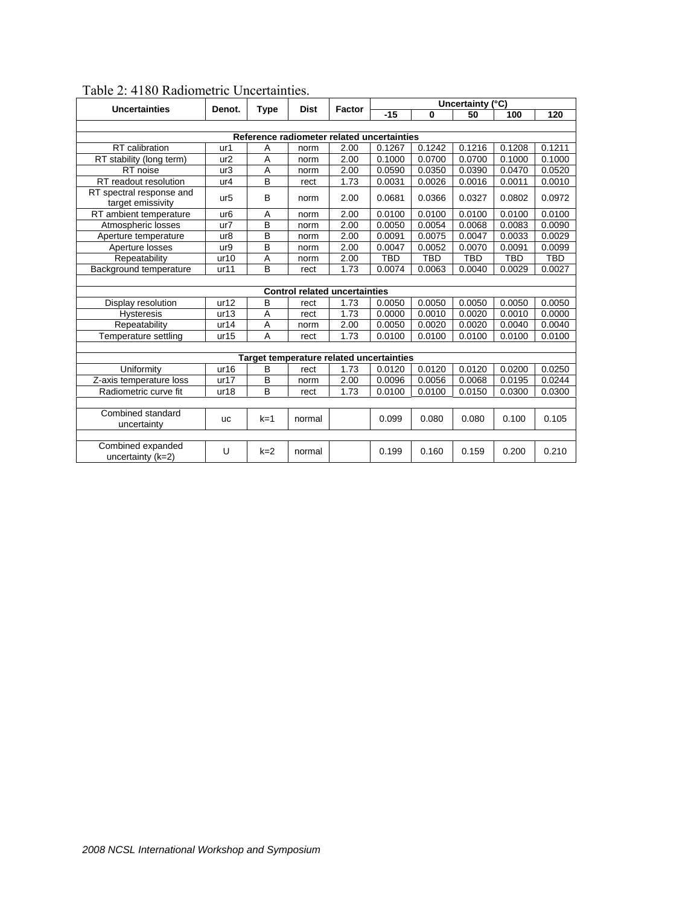Table 2: 4180 Radiometric Uncertainties.

| Uncertainties | Denot. | Type | Dist | Factor | Uncertainty (°C) | | | | |
|---|---|---|---|---|---|---|---|---|---|
| | | | | | -15 | 0 | 50 | 100 | 120 |
| **Reference radiometer related uncertainties** | | | | | | | | | |
| RT calibration | ur1 | A | norm | 2.00 | 0.1267 | 0.1242 | 0.1216 | 0.1208 | 0.1211 |
| RT stability (long term) | ur2 | A | norm | 2.00 | 0.1000 | 0.0700 | 0.0700 | 0.1000 | 0.1000 |
| RT noise | ur3 | A | norm | 2.00 | 0.0590 | 0.0350 | 0.0390 | 0.0470 | 0.0520 |
| RT readout resolution | ur4 | B | rect | 1.73 | 0.0031 | 0.0026 | 0.0016 | 0.0011 | 0.0010 |
| RT spectral response and target emissivity | ur5 | B | norm | 2.00 | 0.0681 | 0.0366 | 0.0327 | 0.0802 | 0.0972 |
| RT ambient temperature | ur6 | A | norm | 2.00 | 0.0100 | 0.0100 | 0.0100 | 0.0100 | 0.0100 |
| Atmospheric losses | ur7 | B | norm | 2.00 | 0.0050 | 0.0054 | 0.0068 | 0.0083 | 0.0090 |
| Aperture temperature | ur8 | B | norm | 2.00 | 0.0091 | 0.0075 | 0.0047 | 0.0033 | 0.0029 |
| Aperture losses | ur9 | B | norm | 2.00 | 0.0047 | 0.0052 | 0.0070 | 0.0091 | 0.0099 |
| Repeatability | ur10 | A | norm | 2.00 | TBD | TBD | TBD | TBD | TBD |
| Background temperature | ur11 | B | rect | 1.73 | 0.0074 | 0.0063 | 0.0040 | 0.0029 | 0.0027 |
| **Control related uncertainties** | | | | | | | | | |
| Display resolution | ur12 | B | rect | 1.73 | 0.0050 | 0.0050 | 0.0050 | 0.0050 | 0.0050 |
| Hysteresis | ur13 | A | rect | 1.73 | 0.0000 | 0.0010 | 0.0020 | 0.0010 | 0.0000 |
| Repeatability | ur14 | A | norm | 2.00 | 0.0050 | 0.0020 | 0.0020 | 0.0040 | 0.0040 |
| Temperature settling | ur15 | A | rect | 1.73 | 0.0100 | 0.0100 | 0.0100 | 0.0100 | 0.0100 |
| **Target temperature related uncertainties** | | | | | | | | | |
| Uniformity | ur16 | B | rect | 1.73 | 0.0120 | 0.0120 | 0.0120 | 0.0200 | 0.0250 |
| Z-axis temperature loss | ur17 | B | norm | 2.00 | 0.0096 | 0.0056 | 0.0068 | 0.0195 | 0.0244 |
| Radiometric curve fit | ur18 | B | rect | 1.73 | 0.0100 | 0.0100 | 0.0150 | 0.0300 | 0.0300 |
| Combined standard uncertainty | uc | k=1 | normal | | 0.099 | 0.080 | 0.080 | 0.100 | 0.105 |
| Combined expanded uncertainty (k=2) | U | k=2 | normal | | 0.199 | 0.160 | 0.159 | 0.200 | 0.210 |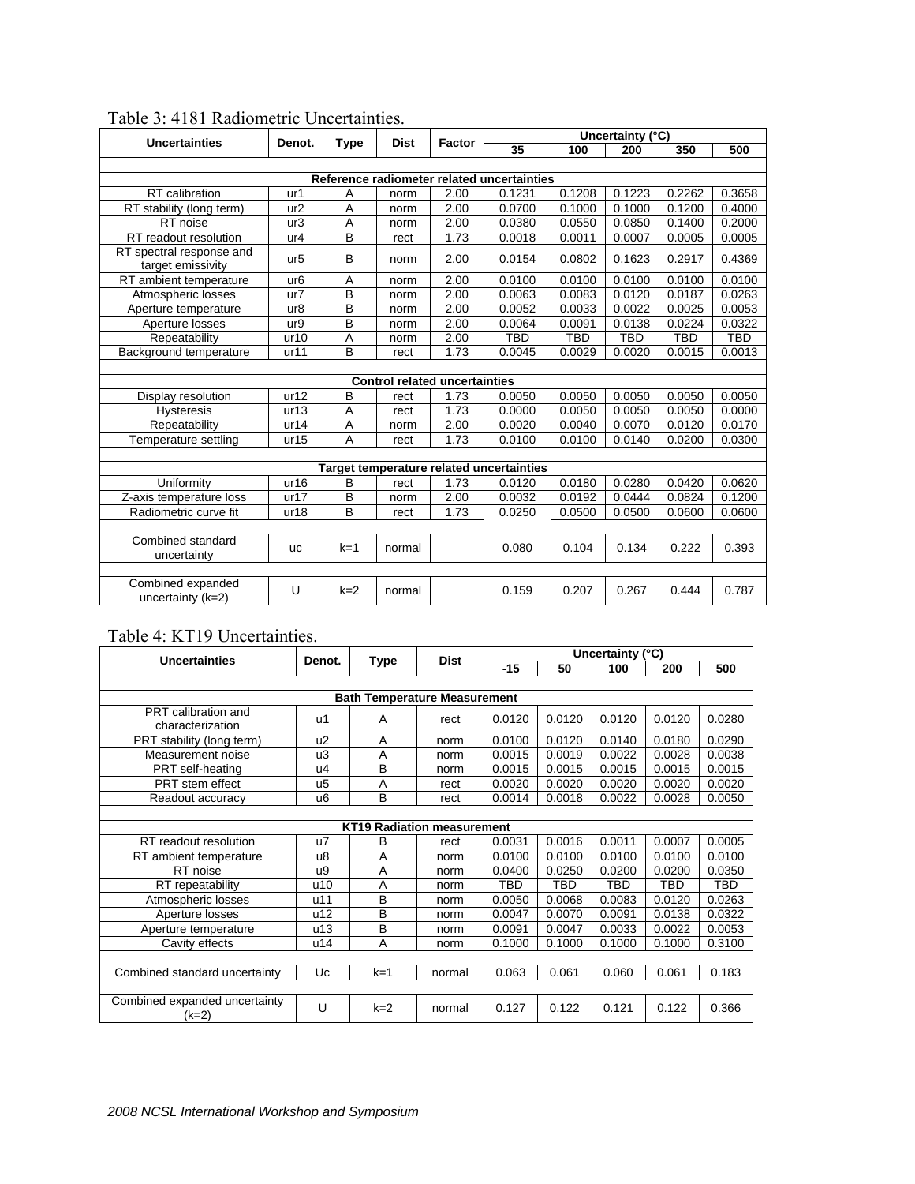Table 3: 4181 Radiometric Uncertainties.

| Uncertainties | Denot. | Type | Dist | Factor | Uncertainty (°C) | | | | |
|---|---|---|---|---|---|---|---|---|---|
| | | | | | 35 | 100 | 200 | 350 | 500 |
| **Reference radiometer related uncertainties** | | | | | | | | | |
| RT calibration | ur1 | A | norm | 2.00 | 0.1231 | 0.1208 | 0.1223 | 0.2262 | 0.3658 |
| RT stability (long term) | ur2 | A | norm | 2.00 | 0.0700 | 0.1000 | 0.1000 | 0.1200 | 0.4000 |
| RT noise | ur3 | A | norm | 2.00 | 0.0380 | 0.0550 | 0.0850 | 0.1400 | 0.2000 |
| RT readout resolution | ur4 | B | rect | 1.73 | 0.0018 | 0.0011 | 0.0007 | 0.0005 | 0.0005 |
| RT spectral response and target emissivity | ur5 | B | norm | 2.00 | 0.0154 | 0.0802 | 0.1623 | 0.2917 | 0.4369 |
| RT ambient temperature | ur6 | A | norm | 2.00 | 0.0100 | 0.0100 | 0.0100 | 0.0100 | 0.0100 |
| Atmospheric losses | ur7 | B | norm | 2.00 | 0.0063 | 0.0083 | 0.0120 | 0.0187 | 0.0263 |
| Aperture temperature | ur8 | B | norm | 2.00 | 0.0052 | 0.0033 | 0.0022 | 0.0025 | 0.0053 |
| Aperture losses | ur9 | B | norm | 2.00 | 0.0064 | 0.0091 | 0.0138 | 0.0224 | 0.0322 |
| Repeatability | ur10 | A | norm | 2.00 | TBD | TBD | TBD | TBD | TBD |
| Background temperature | ur11 | B | rect | 1.73 | 0.0045 | 0.0029 | 0.0020 | 0.0015 | 0.0013 |
| **Control related uncertainties** | | | | | | | | | |
| Display resolution | ur12 | B | rect | 1.73 | 0.0050 | 0.0050 | 0.0050 | 0.0050 | 0.0050 |
| Hysteresis | ur13 | A | rect | 1.73 | 0.0000 | 0.0050 | 0.0050 | 0.0050 | 0.0000 |
| Repeatability | ur14 | A | norm | 2.00 | 0.0020 | 0.0040 | 0.0070 | 0.0120 | 0.0170 |
| Temperature settling | ur15 | A | rect | 1.73 | 0.0100 | 0.0100 | 0.0140 | 0.0200 | 0.0300 |
| **Target temperature related uncertainties** | | | | | | | | | |
| Uniformity | ur16 | B | rect | 1.73 | 0.0120 | 0.0180 | 0.0280 | 0.0420 | 0.0620 |
| Z-axis temperature loss | ur17 | B | norm | 2.00 | 0.0032 | 0.0192 | 0.0444 | 0.0824 | 0.1200 |
| Radiometric curve fit | ur18 | B | rect | 1.73 | 0.0250 | 0.0500 | 0.0500 | 0.0600 | 0.0600 |
| Combined standard uncertainty | uc | k=1 | normal | | 0.080 | 0.104 | 0.134 | 0.222 | 0.393 |
| Combined expanded uncertainty (k=2) | U | k=2 | normal | | 0.159 | 0.207 | 0.267 | 0.444 | 0.787 |

Table 4: KT19 Uncertainties.

| Uncertainties | Denot. | Type | Dist | Uncertainty (°C) | | | | |
|---|---|---|---|---|---|---|---|---|
| | | | | -15 | 50 | 100 | 200 | 500 |
| **Bath Temperature Measurement** | | | | | | | | |
| PRT calibration and characterization | u1 | A | rect | 0.0120 | 0.0120 | 0.0120 | 0.0120 | 0.0280 |
| PRT stability (long term) | u2 | A | norm | 0.0100 | 0.0120 | 0.0140 | 0.0180 | 0.0290 |
| Measurement noise | u3 | A | norm | 0.0015 | 0.0019 | 0.0022 | 0.0028 | 0.0038 |
| PRT self-heating | u4 | B | norm | 0.0015 | 0.0015 | 0.0015 | 0.0015 | 0.0015 |
| PRT stem effect | u5 | A | rect | 0.0020 | 0.0020 | 0.0020 | 0.0020 | 0.0020 |
| Readout accuracy | u6 | B | rect | 0.0014 | 0.0018 | 0.0022 | 0.0028 | 0.0050 |
| **KT19 Radiation measurement** | | | | | | | | |
| RT readout resolution | u7 | B | rect | 0.0031 | 0.0016 | 0.0011 | 0.0007 | 0.0005 |
| RT ambient temperature | u8 | A | norm | 0.0100 | 0.0100 | 0.0100 | 0.0100 | 0.0100 |
| RT noise | u9 | A | norm | 0.0400 | 0.0250 | 0.0200 | 0.0200 | 0.0350 |
| RT repeatability | u10 | A | norm | TBD | TBD | TBD | TBD | TBD |
| Atmospheric losses | u11 | B | norm | 0.0050 | 0.0068 | 0.0083 | 0.0120 | 0.0263 |
| Aperture losses | u12 | B | norm | 0.0047 | 0.0070 | 0.0091 | 0.0138 | 0.0322 |
| Aperture temperature | u13 | B | norm | 0.0091 | 0.0047 | 0.0033 | 0.0022 | 0.0053 |
| Cavity effects | u14 | A | norm | 0.1000 | 0.1000 | 0.1000 | 0.1000 | 0.3100 |
| Combined standard uncertainty | Uc | k=1 | normal | 0.063 | 0.061 | 0.060 | 0.061 | 0.183 |
| Combined expanded uncertainty (k=2) | U | k=2 | normal | 0.127 | 0.122 | 0.121 | 0.122 | 0.366 |